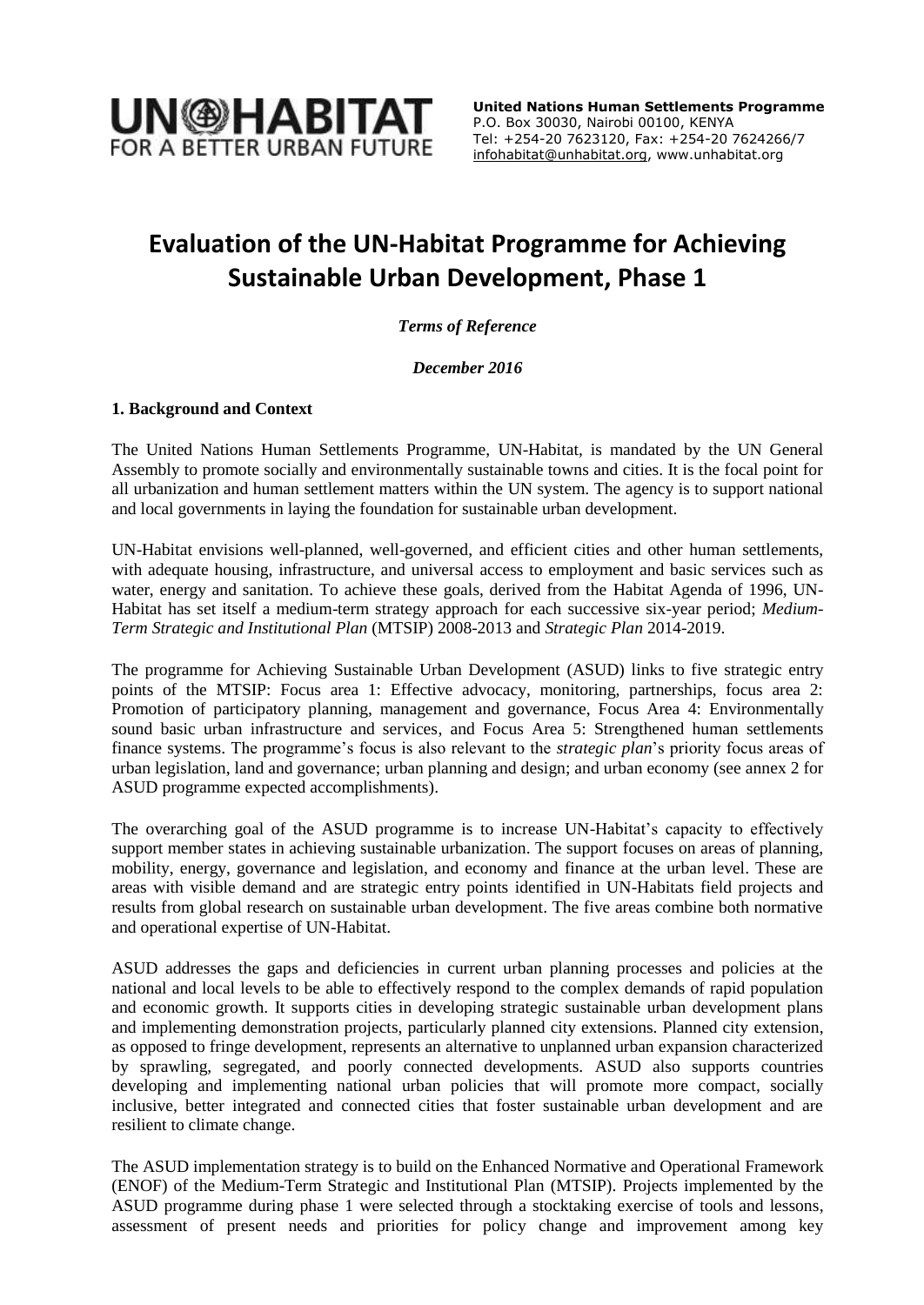UN-HABITAT
FOR A BETTER URBAN FUTURE

**United Nations Human Settlements Programme**
P.O. Box 30030, Nairobi 00100, KENYA
Tel: +254-20 7623120, Fax: +254-20 7624266/7
infohabitat@unhabitat.org, www.unhabitat.org

# Evaluation of the UN-Habitat Programme for Achieving Sustainable Urban Development, Phase 1

*Terms of Reference*

*December 2016*

## 1. Background and Context

The United Nations Human Settlements Programme, UN-Habitat, is mandated by the UN General Assembly to promote socially and environmentally sustainable towns and cities. It is the focal point for all urbanization and human settlement matters within the UN system. The agency is to support national and local governments in laying the foundation for sustainable urban development.

UN-Habitat envisions well-planned, well-governed, and efficient cities and other human settlements, with adequate housing, infrastructure, and universal access to employment and basic services such as water, energy and sanitation. To achieve these goals, derived from the Habitat Agenda of 1996, UN-Habitat has set itself a medium-term strategy approach for each successive six-year period; *Medium-Term Strategic and Institutional Plan* (MTSIP) 2008-2013 and *Strategic Plan* 2014-2019.

The programme for Achieving Sustainable Urban Development (ASUD) links to five strategic entry points of the MTSIP: Focus area 1: Effective advocacy, monitoring, partnerships, focus area 2: Promotion of participatory planning, management and governance, Focus Area 4: Environmentally sound basic urban infrastructure and services, and Focus Area 5: Strengthened human settlements finance systems. The programme's focus is also relevant to the *strategic plan*'s priority focus areas of urban legislation, land and governance; urban planning and design; and urban economy (see annex 2 for ASUD programme expected accomplishments).

The overarching goal of the ASUD programme is to increase UN-Habitat's capacity to effectively support member states in achieving sustainable urbanization. The support focuses on areas of planning, mobility, energy, governance and legislation, and economy and finance at the urban level. These are areas with visible demand and are strategic entry points identified in UN-Habitats field projects and results from global research on sustainable urban development. The five areas combine both normative and operational expertise of UN-Habitat.

ASUD addresses the gaps and deficiencies in current urban planning processes and policies at the national and local levels to be able to effectively respond to the complex demands of rapid population and economic growth. It supports cities in developing strategic sustainable urban development plans and implementing demonstration projects, particularly planned city extensions. Planned city extension, as opposed to fringe development, represents an alternative to unplanned urban expansion characterized by sprawling, segregated, and poorly connected developments. ASUD also supports countries developing and implementing national urban policies that will promote more compact, socially inclusive, better integrated and connected cities that foster sustainable urban development and are resilient to climate change.

The ASUD implementation strategy is to build on the Enhanced Normative and Operational Framework (ENOF) of the Medium-Term Strategic and Institutional Plan (MTSIP). Projects implemented by the ASUD programme during phase 1 were selected through a stocktaking exercise of tools and lessons, assessment of present needs and priorities for policy change and improvement among key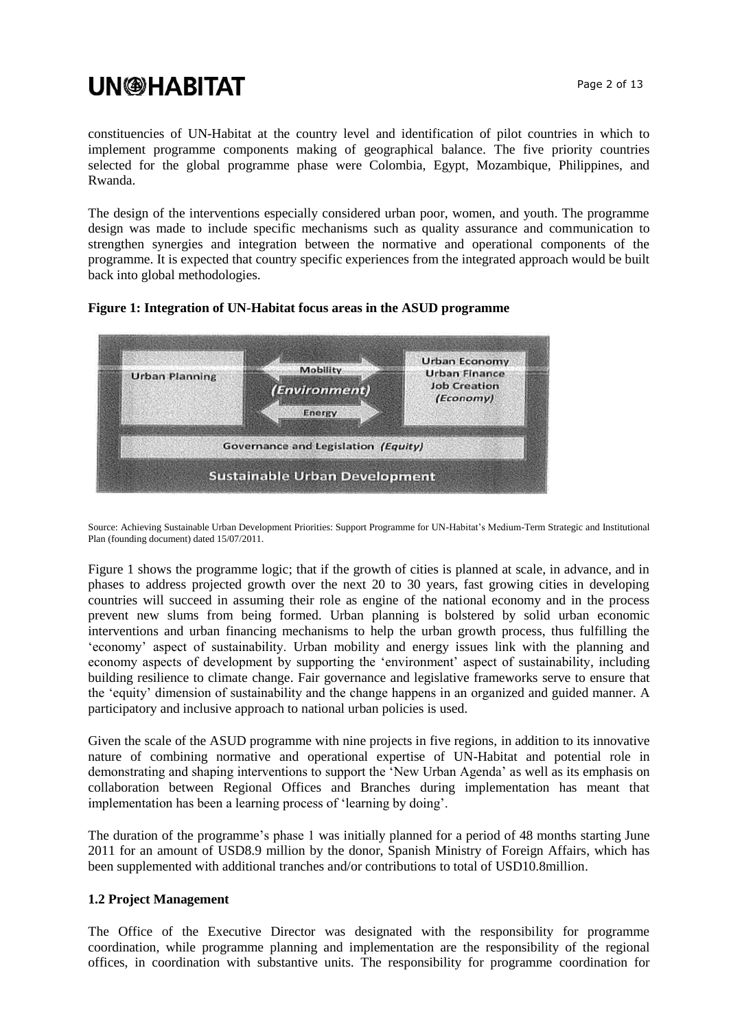constituencies of UN-Habitat at the country level and identification of pilot countries in which to implement programme components making of geographical balance. The five priority countries selected for the global programme phase were Colombia, Egypt, Mozambique, Philippines, and Rwanda.

The design of the interventions especially considered urban poor, women, and youth. The programme design was made to include specific mechanisms such as quality assurance and communication to strengthen synergies and integration between the normative and operational components of the programme. It is expected that country specific experiences from the integrated approach would be built back into global methodologies.

**Figure 1: Integration of UN-Habitat focus areas in the ASUD programme**

Source: Achieving Sustainable Urban Development Priorities: Support Programme for UN-Habitat's Medium-Term Strategic and Institutional Plan (founding document) dated 15/07/2011.

Figure 1 shows the programme logic; that if the growth of cities is planned at scale, in advance, and in phases to address projected growth over the next 20 to 30 years, fast growing cities in developing countries will succeed in assuming their role as engine of the national economy and in the process prevent new slums from being formed. Urban planning is bolstered by solid urban economic interventions and urban financing mechanisms to help the urban growth process, thus fulfilling the 'economy' aspect of sustainability. Urban mobility and energy issues link with the planning and economy aspects of development by supporting the 'environment' aspect of sustainability, including building resilience to climate change. Fair governance and legislative frameworks serve to ensure that the 'equity' dimension of sustainability and the change happens in an organized and guided manner. A participatory and inclusive approach to national urban policies is used.

Given the scale of the ASUD programme with nine projects in five regions, in addition to its innovative nature of combining normative and operational expertise of UN-Habitat and potential role in demonstrating and shaping interventions to support the 'New Urban Agenda' as well as its emphasis on collaboration between Regional Offices and Branches during implementation has meant that implementation has been a learning process of 'learning by doing'.

The duration of the programme's phase 1 was initially planned for a period of 48 months starting June 2011 for an amount of USD8.9 million by the donor, Spanish Ministry of Foreign Affairs, which has been supplemented with additional tranches and/or contributions to total of USD10.8million.

### 1.2 Project Management

The Office of the Executive Director was designated with the responsibility for programme coordination, while programme planning and implementation are the responsibility of the regional offices, in coordination with substantive units. The responsibility for programme coordination for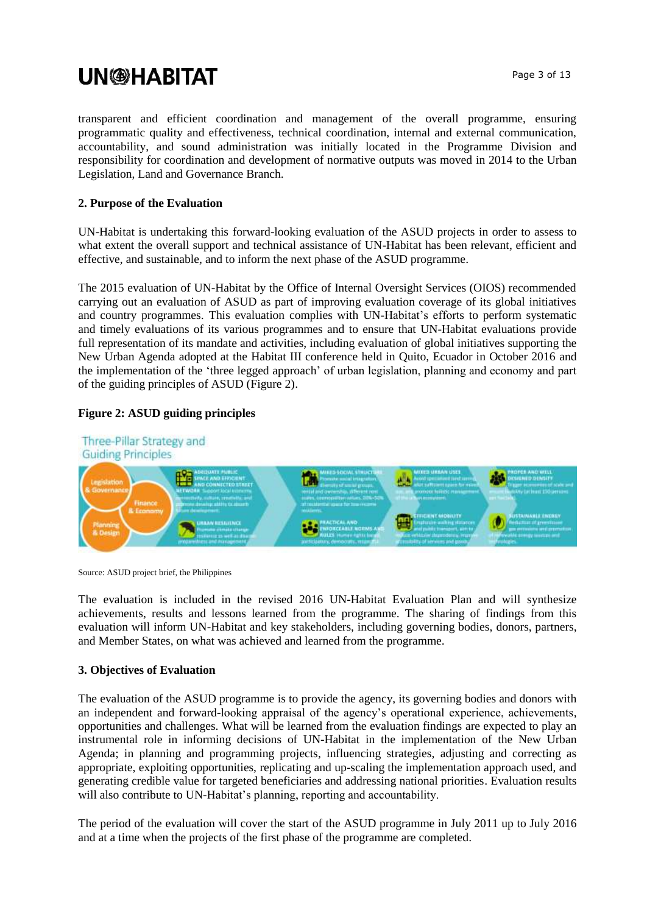transparent and efficient coordination and management of the overall programme, ensuring programmatic quality and effectiveness, technical coordination, internal and external communication, accountability, and sound administration was initially located in the Programme Division and responsibility for coordination and development of normative outputs was moved in 2014 to the Urban Legislation, Land and Governance Branch.

**2. Purpose of the Evaluation**

UN-Habitat is undertaking this forward-looking evaluation of the ASUD projects in order to assess to what extent the overall support and technical assistance of UN-Habitat has been relevant, efficient and effective, and sustainable, and to inform the next phase of the ASUD programme.

The 2015 evaluation of UN-Habitat by the Office of Internal Oversight Services (OIOS) recommended carrying out an evaluation of ASUD as part of improving evaluation coverage of its global initiatives and country programmes. This evaluation complies with UN-Habitat's efforts to perform systematic and timely evaluations of its various programmes and to ensure that UN-Habitat evaluations provide full representation of its mandate and activities, including evaluation of global initiatives supporting the New Urban Agenda adopted at the Habitat III conference held in Quito, Ecuador in October 2016 and the implementation of the 'three legged approach' of urban legislation, planning and economy and part of the guiding principles of ASUD (Figure 2).

**Figure 2: ASUD guiding principles**

Source: ASUD project brief, the Philippines

The evaluation is included in the revised 2016 UN-Habitat Evaluation Plan and will synthesize achievements, results and lessons learned from the programme. The sharing of findings from this evaluation will inform UN-Habitat and key stakeholders, including governing bodies, donors, partners, and Member States, on what was achieved and learned from the programme.

**3. Objectives of Evaluation**

The evaluation of the ASUD programme is to provide the agency, its governing bodies and donors with an independent and forward-looking appraisal of the agency's operational experience, achievements, opportunities and challenges. What will be learned from the evaluation findings are expected to play an instrumental role in informing decisions of UN-Habitat in the implementation of the New Urban Agenda; in planning and programming projects, influencing strategies, adjusting and correcting as appropriate, exploiting opportunities, replicating and up-scaling the implementation approach, and generating credible value for targeted beneficiaries and addressing national priorities. Evaluation results will also contribute to UN-Habitat's planning, reporting and accountability.

The period of the evaluation will cover the start of the ASUD programme in July 2011 up to July 2016 and at a time when the projects of the first phase of the programme are completed.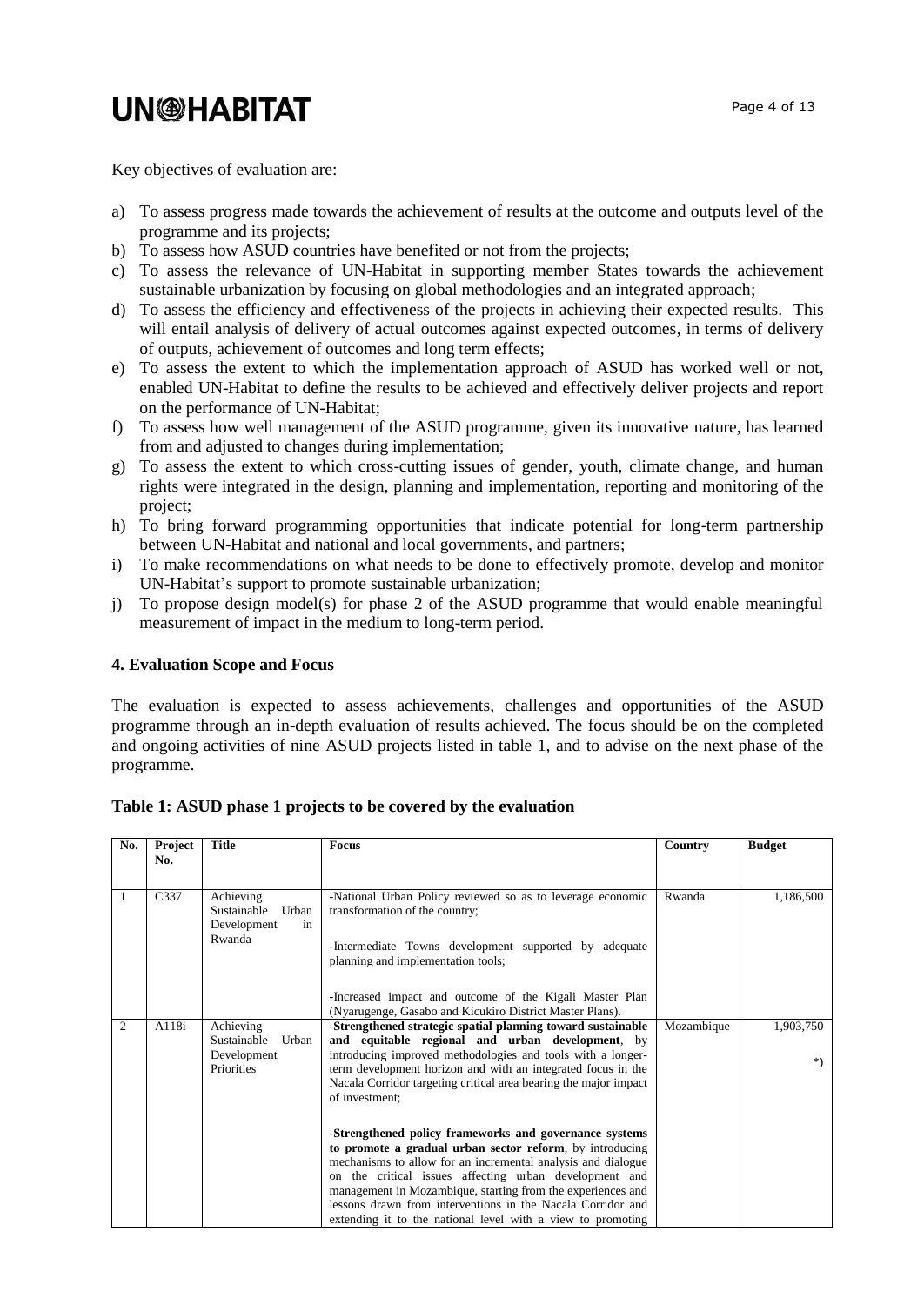Key objectives of evaluation are:

a) To assess progress made towards the achievement of results at the outcome and outputs level of the programme and its projects;
b) To assess how ASUD countries have benefited or not from the projects;
c) To assess the relevance of UN-Habitat in supporting member States towards the achievement sustainable urbanization by focusing on global methodologies and an integrated approach;
d) To assess the efficiency and effectiveness of the projects in achieving their expected results. This will entail analysis of delivery of actual outcomes against expected outcomes, in terms of delivery of outputs, achievement of outcomes and long term effects;
e) To assess the extent to which the implementation approach of ASUD has worked well or not, enabled UN-Habitat to define the results to be achieved and effectively deliver projects and report on the performance of UN-Habitat;
f) To assess how well management of the ASUD programme, given its innovative nature, has learned from and adjusted to changes during implementation;
g) To assess the extent to which cross-cutting issues of gender, youth, climate change, and human rights were integrated in the design, planning and implementation, reporting and monitoring of the project;
h) To bring forward programming opportunities that indicate potential for long-term partnership between UN-Habitat and national and local governments, and partners;
i) To make recommendations on what needs to be done to effectively promote, develop and monitor UN-Habitat's support to promote sustainable urbanization;
j) To propose design model(s) for phase 2 of the ASUD programme that would enable meaningful measurement of impact in the medium to long-term period.

### 4. Evaluation Scope and Focus

The evaluation is expected to assess achievements, challenges and opportunities of the ASUD programme through an in-depth evaluation of results achieved. The focus should be on the completed and ongoing activities of nine ASUD projects listed in table 1, and to advise on the next phase of the programme.

**Table 1: ASUD phase 1 projects to be covered by the evaluation**

| No. | Project No. | Title | Focus | Country | Budget |
|---|---|---|---|---|---|
| 1 | C337 | Achieving Sustainable Urban Development in Rwanda | -National Urban Policy reviewed so as to leverage economic transformation of the country;<br><br>-Intermediate Towns development supported by adequate planning and implementation tools;<br><br>-Increased impact and outcome of the Kigali Master Plan (Nyarugenge, Gasabo and Kicukiro District Master Plans). | Rwanda | 1,186,500 |
| 2 | A118i | Achieving Sustainable Urban Development Priorities | -**Strengthened strategic spatial planning toward sustainable and equitable regional and urban development**, by introducing improved methodologies and tools with a longer-term development horizon and with an integrated focus in the Nacala Corridor targeting critical area bearing the major impact of investment;<br><br>-**Strengthened policy frameworks and governance systems to promote a gradual urban sector reform**, by introducing mechanisms to allow for an incremental analysis and dialogue on the critical issues affecting urban development and management in Mozambique, starting from the experiences and lessons drawn from interventions in the Nacala Corridor and extending it to the national level with a view to promoting | Mozambique | 1,903,750<br><br>*) |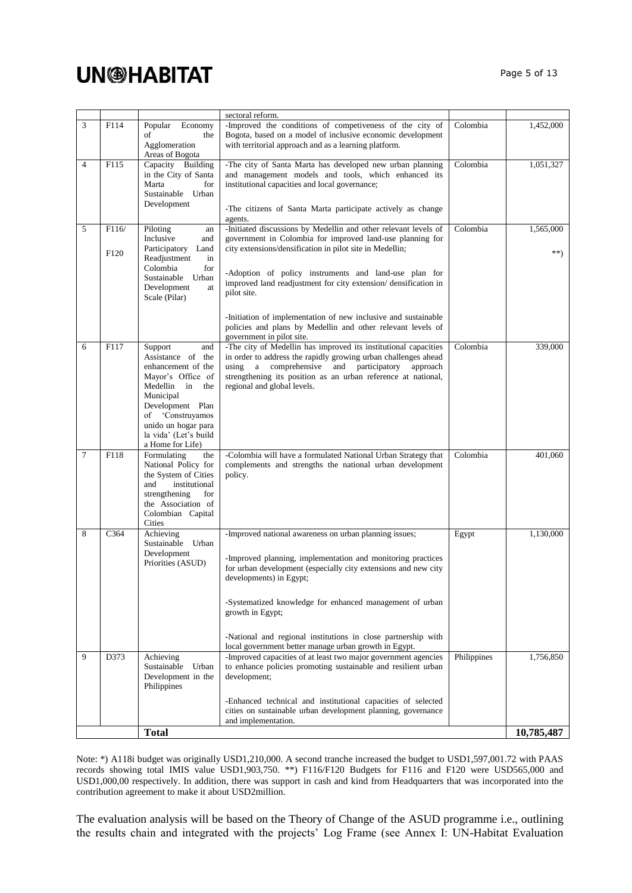| | | | sectoral reform. | | |
|---|---|---|---|---|---|
| 3 | F114 | Popular Economy of the Agglomeration Areas of Bogota | -Improved the conditions of competiveness of the city of Bogota, based on a model of inclusive economic development with territorial approach and as a learning platform. | Colombia | 1,452,000 |
| 4 | F115 | Capacity Building in the City of Santa Marta for Sustainable Urban Development | -The city of Santa Marta has developed new urban planning and management models and tools, which enhanced its institutional capacities and local governance;<br><br>-The citizens of Santa Marta participate actively as change agents. | Colombia | 1,051,327 |
| 5 | F116/<br><br>F120 | Piloting an Inclusive and Participatory Land Readjustment in Colombia for Sustainable Urban Development at Scale (Pilar) | -Initiated discussions by Medellin and other relevant levels of government in Colombia for improved land-use planning for city extensions/densification in pilot site in Medellin;<br><br>-Adoption of policy instruments and land-use plan for improved land readjustment for city extension/ densification in pilot site.<br><br>-Initiation of implementation of new inclusive and sustainable policies and plans by Medellin and other relevant levels of government in pilot site. | Colombia | 1,565,000<br><br>**) |
| 6 | F117 | Support and Assistance of the enhancement of the Mayor's Office of Medellin in the Municipal Development Plan of 'Construyamos unido un hogar para la vida' (Let's build a Home for Life) | -The city of Medellin has improved its institutional capacities in order to address the rapidly growing urban challenges ahead using a comprehensive and participatory approach strengthening its position as an urban reference at national, regional and global levels. | Colombia | 339,000 |
| 7 | F118 | Formulating the National Policy for the System of Cities and institutional strengthening for the Association of Colombian Capital Cities | -Colombia will have a formulated National Urban Strategy that complements and strengths the national urban development policy. | Colombia | 401,060 |
| 8 | C364 | Achieving Sustainable Urban Development Priorities (ASUD) | -Improved national awareness on urban planning issues;<br><br>-Improved planning, implementation and monitoring practices for urban development (especially city extensions and new city developments) in Egypt;<br><br>-Systematized knowledge for enhanced management of urban growth in Egypt;<br><br>-National and regional institutions in close partnership with local government better manage urban growth in Egypt. | Egypt | 1,130,000 |
| 9 | D373 | Achieving Sustainable Urban Development in the Philippines | -Improved capacities of at least two major government agencies to enhance policies promoting sustainable and resilient urban development;<br><br>-Enhanced technical and institutional capacities of selected cities on sustainable urban development planning, governance and implementation. | Philippines | 1,756,850 |
| | | **Total** | | | **10,785,487** |

Note: *) A118i budget was originally USD1,210,000. A second tranche increased the budget to USD1,597,001.72 with PAAS records showing total IMIS value USD1,903,750. **) F116/F120 Budgets for F116 and F120 were USD565,000 and USD1,000,00 respectively. In addition, there was support in cash and kind from Headquarters that was incorporated into the contribution agreement to make it about USD2million.

The evaluation analysis will be based on the Theory of Change of the ASUD programme i.e., outlining the results chain and integrated with the projects' Log Frame (see Annex I: UN-Habitat Evaluation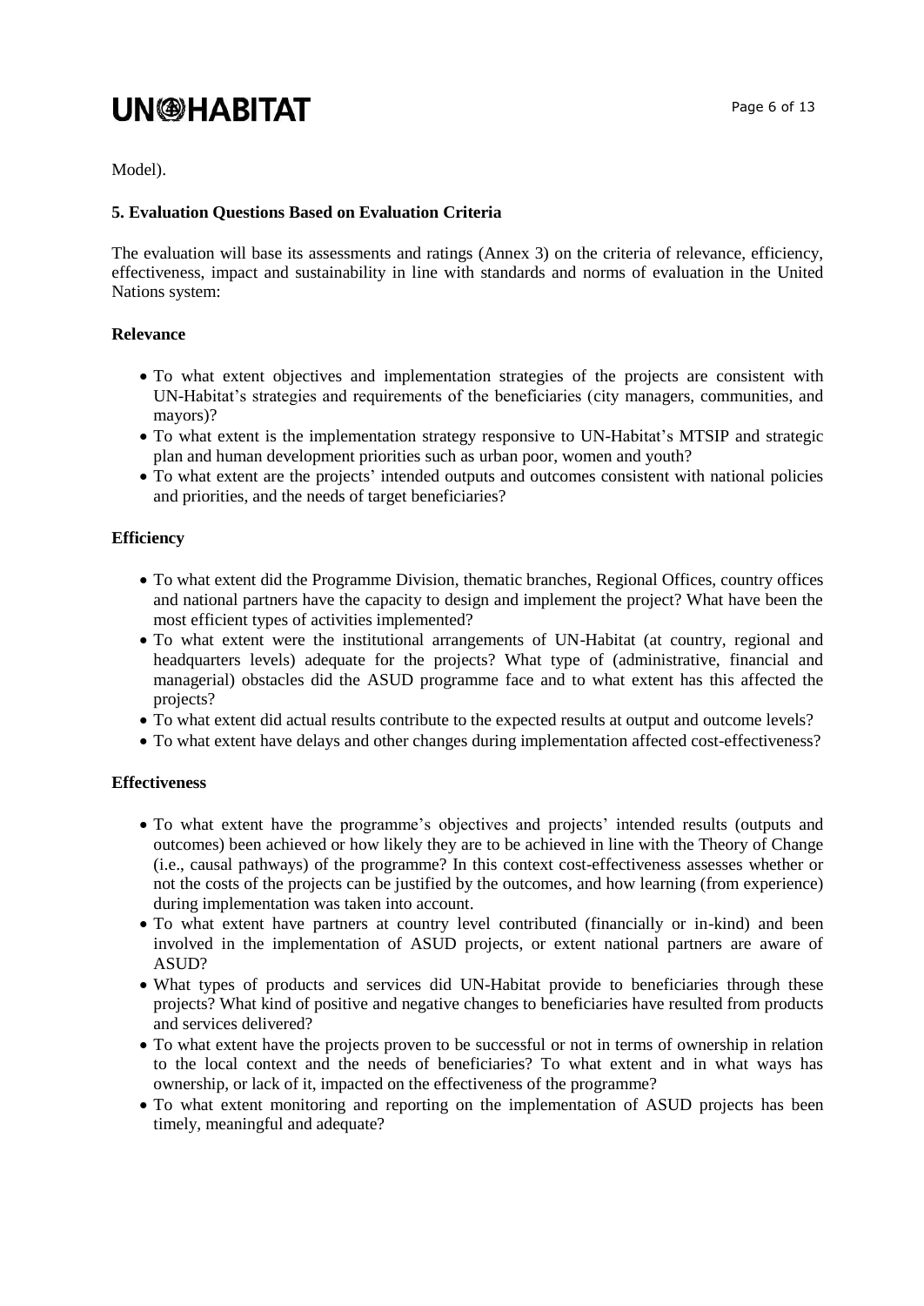Model).

**5. Evaluation Questions Based on Evaluation Criteria**

The evaluation will base its assessments and ratings (Annex 3) on the criteria of relevance, efficiency, effectiveness, impact and sustainability in line with standards and norms of evaluation in the United Nations system:

**Relevance**

- To what extent objectives and implementation strategies of the projects are consistent with UN-Habitat's strategies and requirements of the beneficiaries (city managers, communities, and mayors)?
- To what extent is the implementation strategy responsive to UN-Habitat's MTSIP and strategic plan and human development priorities such as urban poor, women and youth?
- To what extent are the projects' intended outputs and outcomes consistent with national policies and priorities, and the needs of target beneficiaries?

**Efficiency**

- To what extent did the Programme Division, thematic branches, Regional Offices, country offices and national partners have the capacity to design and implement the project? What have been the most efficient types of activities implemented?
- To what extent were the institutional arrangements of UN-Habitat (at country, regional and headquarters levels) adequate for the projects? What type of (administrative, financial and managerial) obstacles did the ASUD programme face and to what extent has this affected the projects?
- To what extent did actual results contribute to the expected results at output and outcome levels?
- To what extent have delays and other changes during implementation affected cost-effectiveness?

**Effectiveness**

- To what extent have the programme's objectives and projects' intended results (outputs and outcomes) been achieved or how likely they are to be achieved in line with the Theory of Change (i.e., causal pathways) of the programme? In this context cost-effectiveness assesses whether or not the costs of the projects can be justified by the outcomes, and how learning (from experience) during implementation was taken into account.
- To what extent have partners at country level contributed (financially or in-kind) and been involved in the implementation of ASUD projects, or extent national partners are aware of ASUD?
- What types of products and services did UN-Habitat provide to beneficiaries through these projects? What kind of positive and negative changes to beneficiaries have resulted from products and services delivered?
- To what extent have the projects proven to be successful or not in terms of ownership in relation to the local context and the needs of beneficiaries? To what extent and in what ways has ownership, or lack of it, impacted on the effectiveness of the programme?
- To what extent monitoring and reporting on the implementation of ASUD projects has been timely, meaningful and adequate?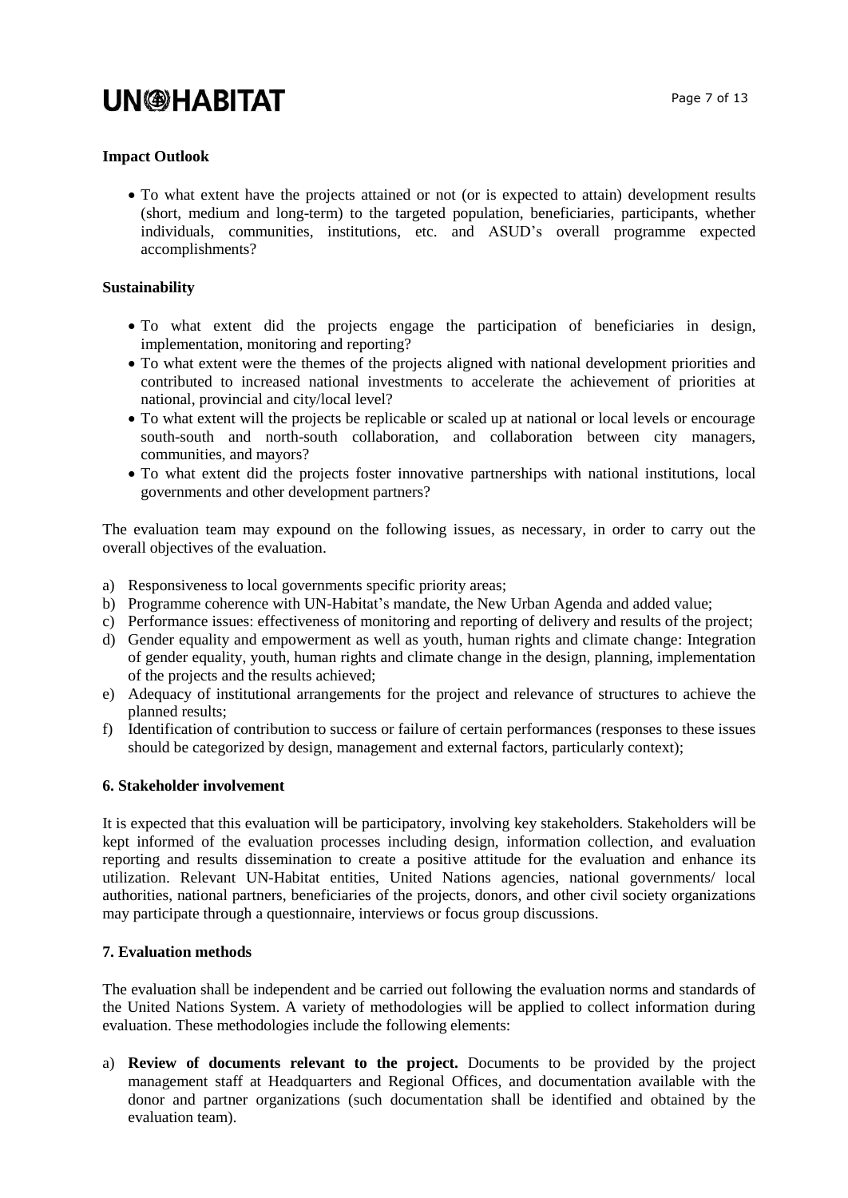**Impact Outlook**

- To what extent have the projects attained or not (or is expected to attain) development results (short, medium and long-term) to the targeted population, beneficiaries, participants, whether individuals, communities, institutions, etc. and ASUD's overall programme expected accomplishments?

**Sustainability**

- To what extent did the projects engage the participation of beneficiaries in design, implementation, monitoring and reporting?
- To what extent were the themes of the projects aligned with national development priorities and contributed to increased national investments to accelerate the achievement of priorities at national, provincial and city/local level?
- To what extent will the projects be replicable or scaled up at national or local levels or encourage south-south and north-south collaboration, and collaboration between city managers, communities, and mayors?
- To what extent did the projects foster innovative partnerships with national institutions, local governments and other development partners?

The evaluation team may expound on the following issues, as necessary, in order to carry out the overall objectives of the evaluation.

a) Responsiveness to local governments specific priority areas;
b) Programme coherence with UN-Habitat's mandate, the New Urban Agenda and added value;
c) Performance issues: effectiveness of monitoring and reporting of delivery and results of the project;
d) Gender equality and empowerment as well as youth, human rights and climate change: Integration of gender equality, youth, human rights and climate change in the design, planning, implementation of the projects and the results achieved;
e) Adequacy of institutional arrangements for the project and relevance of structures to achieve the planned results;
f) Identification of contribution to success or failure of certain performances (responses to these issues should be categorized by design, management and external factors, particularly context);

**6. Stakeholder involvement**

It is expected that this evaluation will be participatory, involving key stakeholders. Stakeholders will be kept informed of the evaluation processes including design, information collection, and evaluation reporting and results dissemination to create a positive attitude for the evaluation and enhance its utilization. Relevant UN-Habitat entities, United Nations agencies, national governments/ local authorities, national partners, beneficiaries of the projects, donors, and other civil society organizations may participate through a questionnaire, interviews or focus group discussions.

**7. Evaluation methods**

The evaluation shall be independent and be carried out following the evaluation norms and standards of the United Nations System. A variety of methodologies will be applied to collect information during evaluation. These methodologies include the following elements:

a) **Review of documents relevant to the project.** Documents to be provided by the project management staff at Headquarters and Regional Offices, and documentation available with the donor and partner organizations (such documentation shall be identified and obtained by the evaluation team).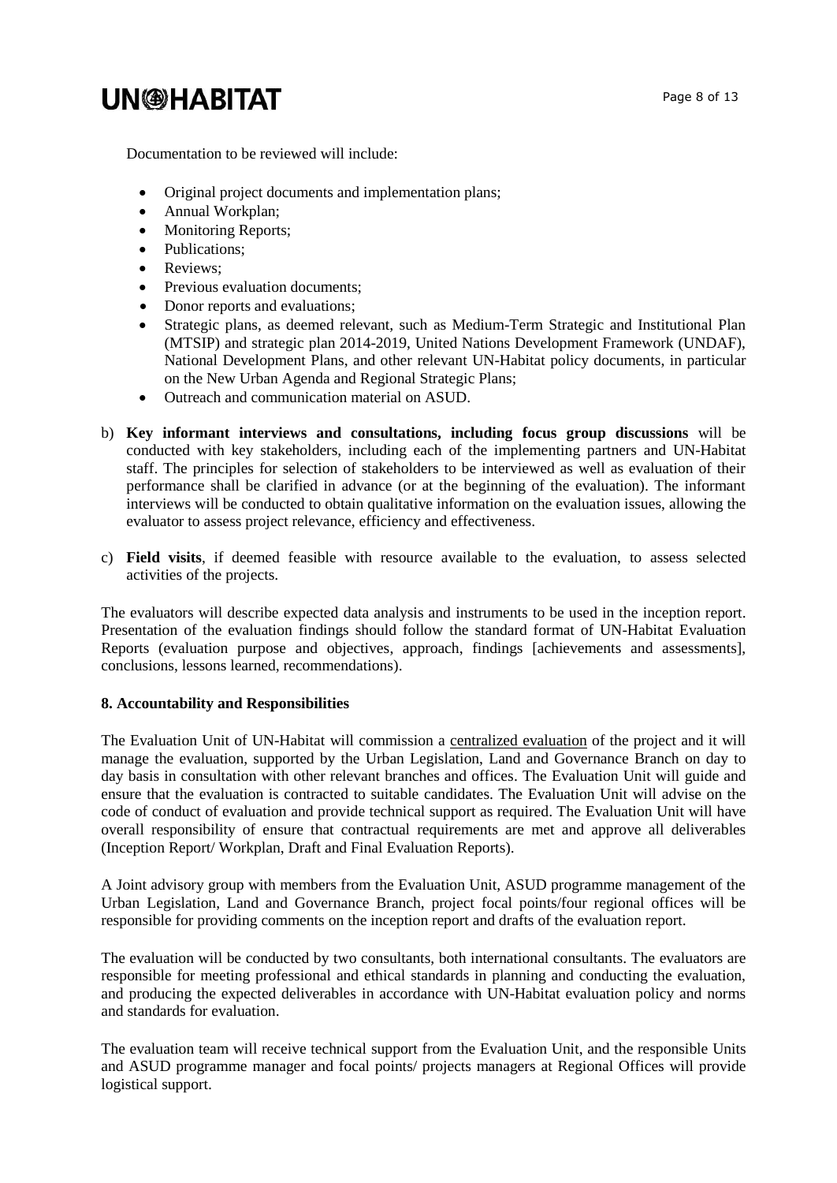Documentation to be reviewed will include:

- Original project documents and implementation plans;
- Annual Workplan;
- Monitoring Reports;
- Publications;
- Reviews;
- Previous evaluation documents;
- Donor reports and evaluations;
- Strategic plans, as deemed relevant, such as Medium-Term Strategic and Institutional Plan (MTSIP) and strategic plan 2014-2019, United Nations Development Framework (UNDAF), National Development Plans, and other relevant UN-Habitat policy documents, in particular on the New Urban Agenda and Regional Strategic Plans;
- Outreach and communication material on ASUD.

b) **Key informant interviews and consultations, including focus group discussions** will be conducted with key stakeholders, including each of the implementing partners and UN-Habitat staff. The principles for selection of stakeholders to be interviewed as well as evaluation of their performance shall be clarified in advance (or at the beginning of the evaluation). The informant interviews will be conducted to obtain qualitative information on the evaluation issues, allowing the evaluator to assess project relevance, efficiency and effectiveness.

c) **Field visits**, if deemed feasible with resource available to the evaluation, to assess selected activities of the projects.

The evaluators will describe expected data analysis and instruments to be used in the inception report. Presentation of the evaluation findings should follow the standard format of UN-Habitat Evaluation Reports (evaluation purpose and objectives, approach, findings [achievements and assessments], conclusions, lessons learned, recommendations).

**8. Accountability and Responsibilities**

The Evaluation Unit of UN-Habitat will commission a centralized evaluation of the project and it will manage the evaluation, supported by the Urban Legislation, Land and Governance Branch on day to day basis in consultation with other relevant branches and offices. The Evaluation Unit will guide and ensure that the evaluation is contracted to suitable candidates. The Evaluation Unit will advise on the code of conduct of evaluation and provide technical support as required. The Evaluation Unit will have overall responsibility of ensure that contractual requirements are met and approve all deliverables (Inception Report/ Workplan, Draft and Final Evaluation Reports).

A Joint advisory group with members from the Evaluation Unit, ASUD programme management of the Urban Legislation, Land and Governance Branch, project focal points/four regional offices will be responsible for providing comments on the inception report and drafts of the evaluation report.

The evaluation will be conducted by two consultants, both international consultants. The evaluators are responsible for meeting professional and ethical standards in planning and conducting the evaluation, and producing the expected deliverables in accordance with UN-Habitat evaluation policy and norms and standards for evaluation.

The evaluation team will receive technical support from the Evaluation Unit, and the responsible Units and ASUD programme manager and focal points/ projects managers at Regional Offices will provide logistical support.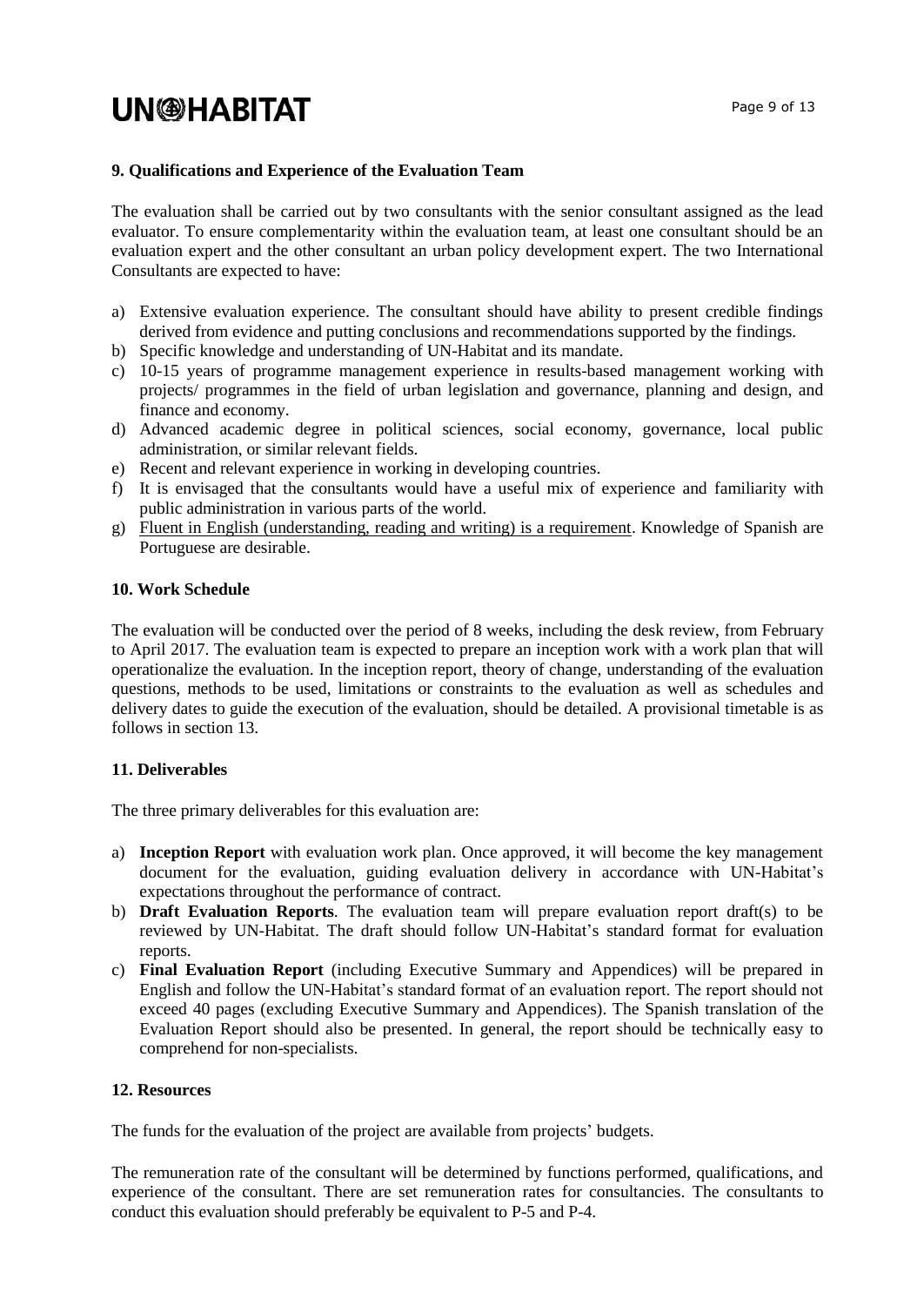## 9. Qualifications and Experience of the Evaluation Team

The evaluation shall be carried out by two consultants with the senior consultant assigned as the lead evaluator. To ensure complementarity within the evaluation team, at least one consultant should be an evaluation expert and the other consultant an urban policy development expert. The two International Consultants are expected to have:

a) Extensive evaluation experience. The consultant should have ability to present credible findings derived from evidence and putting conclusions and recommendations supported by the findings.
b) Specific knowledge and understanding of UN-Habitat and its mandate.
c) 10-15 years of programme management experience in results-based management working with projects/ programmes in the field of urban legislation and governance, planning and design, and finance and economy.
d) Advanced academic degree in political sciences, social economy, governance, local public administration, or similar relevant fields.
e) Recent and relevant experience in working in developing countries.
f) It is envisaged that the consultants would have a useful mix of experience and familiarity with public administration in various parts of the world.
g) Fluent in English (understanding, reading and writing) is a requirement. Knowledge of Spanish are Portuguese are desirable.

## 10. Work Schedule

The evaluation will be conducted over the period of 8 weeks, including the desk review, from February to April 2017. The evaluation team is expected to prepare an inception work with a work plan that will operationalize the evaluation. In the inception report, theory of change, understanding of the evaluation questions, methods to be used, limitations or constraints to the evaluation as well as schedules and delivery dates to guide the execution of the evaluation, should be detailed. A provisional timetable is as follows in section 13.

## 11. Deliverables

The three primary deliverables for this evaluation are:

a) **Inception Report** with evaluation work plan. Once approved, it will become the key management document for the evaluation, guiding evaluation delivery in accordance with UN-Habitat's expectations throughout the performance of contract.
b) **Draft Evaluation Reports**. The evaluation team will prepare evaluation report draft(s) to be reviewed by UN-Habitat. The draft should follow UN-Habitat's standard format for evaluation reports.
c) **Final Evaluation Report** (including Executive Summary and Appendices) will be prepared in English and follow the UN-Habitat's standard format of an evaluation report. The report should not exceed 40 pages (excluding Executive Summary and Appendices). The Spanish translation of the Evaluation Report should also be presented. In general, the report should be technically easy to comprehend for non-specialists.

## 12. Resources

The funds for the evaluation of the project are available from projects' budgets.

The remuneration rate of the consultant will be determined by functions performed, qualifications, and experience of the consultant. There are set remuneration rates for consultancies. The consultants to conduct this evaluation should preferably be equivalent to P-5 and P-4.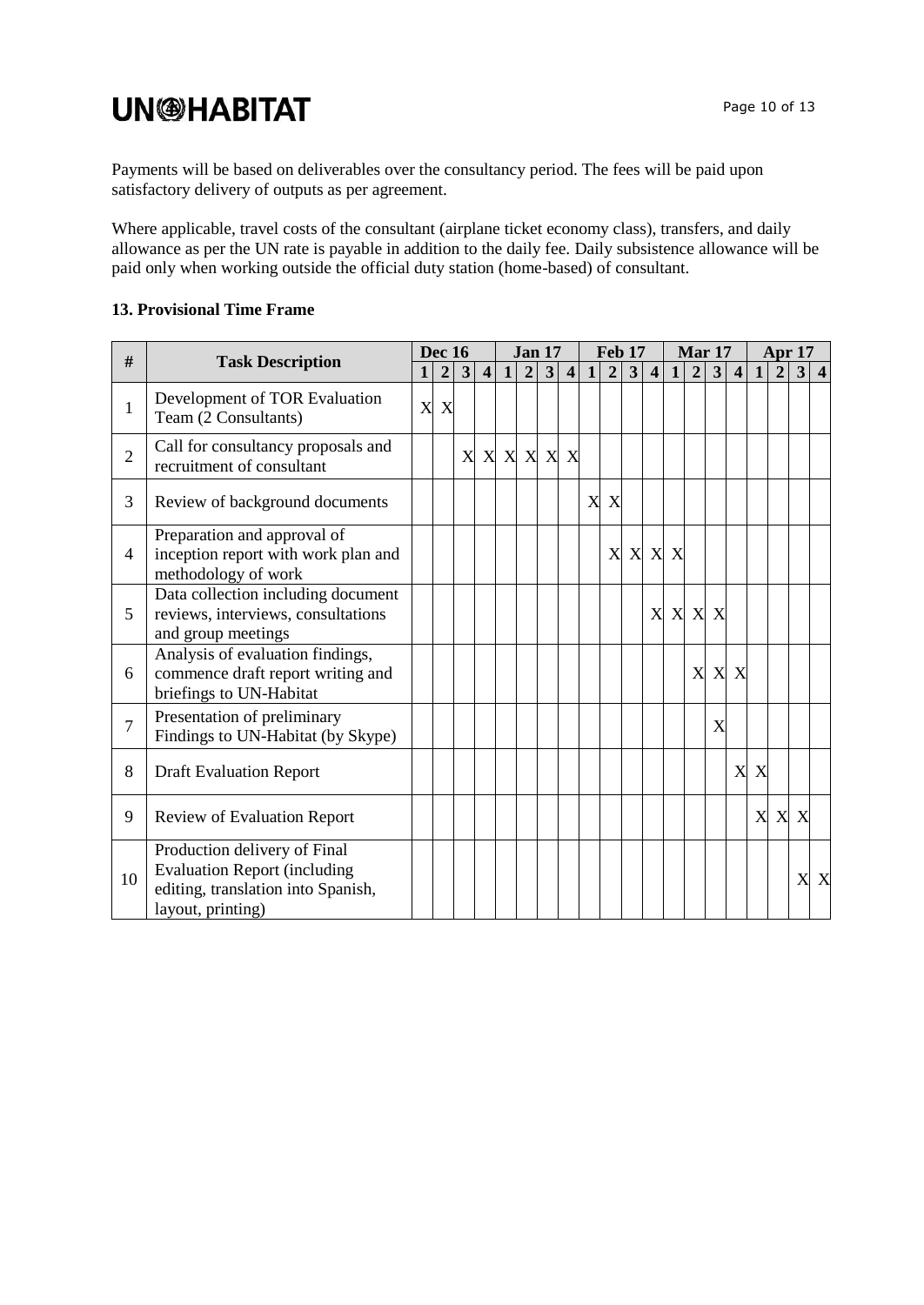Payments will be based on deliverables over the consultancy period. The fees will be paid upon satisfactory delivery of outputs as per agreement.

Where applicable, travel costs of the consultant (airplane ticket economy class), transfers, and daily allowance as per the UN rate is payable in addition to the daily fee. Daily subsistence allowance will be paid only when working outside the official duty station (home-based) of consultant.

**13. Provisional Time Frame**

| # | Task Description | Dec 16 | | | | Jan 17 | | | | Feb 17 | | | | Mar 17 | | | | Apr 17 | | | |
|---|---|---|---|---|---|---|---|---|---|---|---|---|---|---|---|---|---|---|---|---|---|
| | | 1 | 2 | 3 | 4 | 1 | 2 | 3 | 4 | 1 | 2 | 3 | 4 | 1 | 2 | 3 | 4 | 1 | 2 | 3 | 4 |
| 1 | Development of TOR Evaluation Team (2 Consultants) | X | X | | | | | | | | | | | | | | | | | | |
| 2 | Call for consultancy proposals and recruitment of consultant | | | X | X | X | X | X | X | | | | | | | | | | | | |
| 3 | Review of background documents | | | | | | | | | X | X | | | | | | | | | | |
| 4 | Preparation and approval of inception report with work plan and methodology of work | | | | | | | | | | X | X | X | X | | | | | | | |
| 5 | Data collection including document reviews, interviews, consultations and group meetings | | | | | | | | | | | | X | X | X | X | | | | | |
| 6 | Analysis of evaluation findings, commence draft report writing and briefings to UN-Habitat | | | | | | | | | | | | | | X | X | X | | | | |
| 7 | Presentation of preliminary Findings to UN-Habitat (by Skype) | | | | | | | | | | | | | | | X | | | | | |
| 8 | Draft Evaluation Report | | | | | | | | | | | | | | | | X | X | | | |
| 9 | Review of Evaluation Report | | | | | | | | | | | | | | | | | X | X | X | |
| 10 | Production delivery of Final Evaluation Report (including editing, translation into Spanish, layout, printing) | | | | | | | | | | | | | | | | | | | X | X |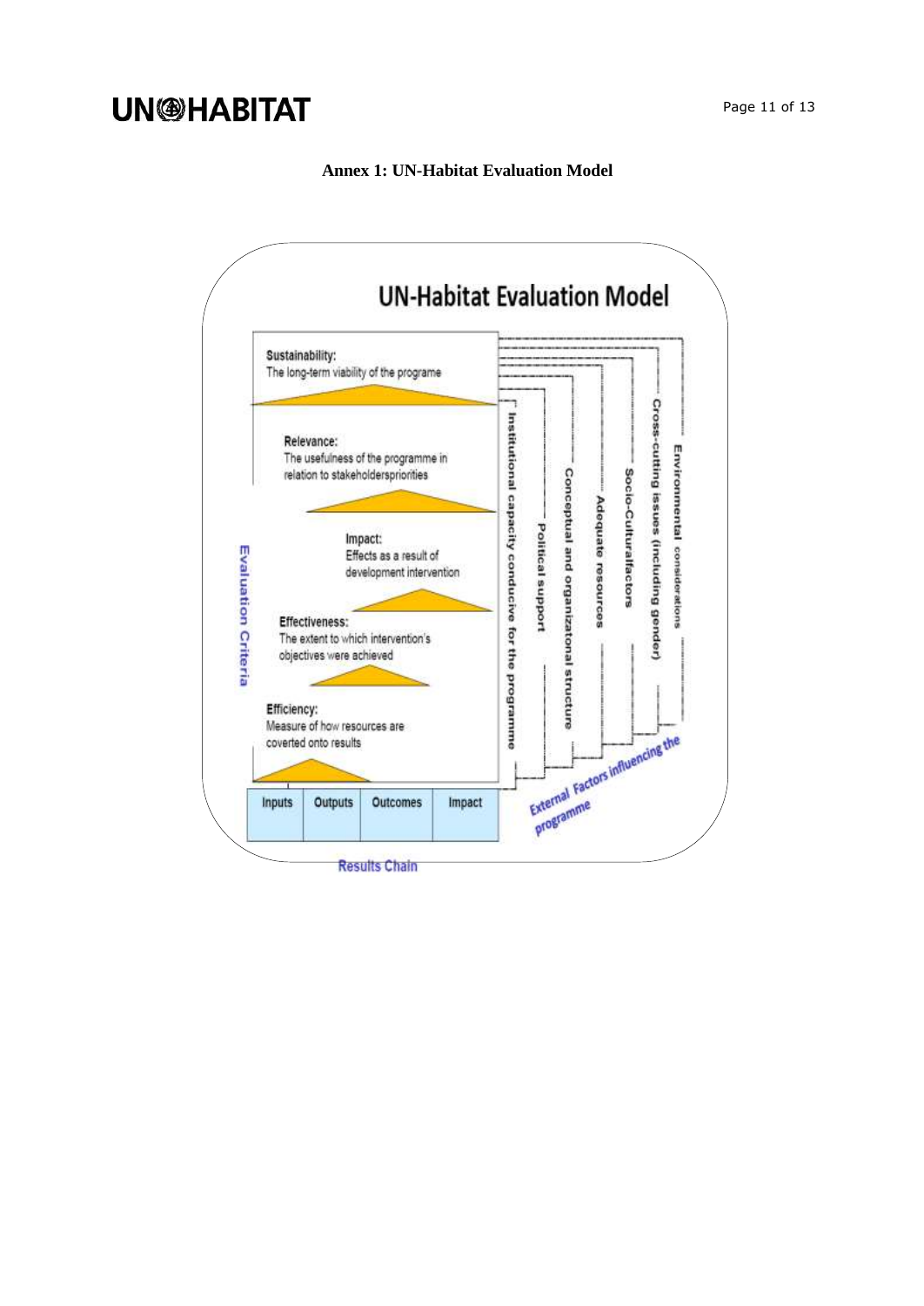**Annex 1: UN-Habitat Evaluation Model**

UN-Habitat Evaluation Model

Evaluation Criteria

**Sustainability:**
The long-term viability of the programe

**Relevance:**
The usefulness of the programme in relation to stakeholderspriorities

**Impact:**
Effects as a result of development intervention

**Effectiveness:**
The extent to which intervention's objectives were achieved

**Efficiency:**
Measure of how resources are coverted onto results

| Inputs | Outputs | Outcomes | Impact |
| --- | --- | --- | --- |

Results Chain

External Factors influencing the programme

- Institutional capacity conducive for the programme
- Political support
- Conceptual and organizatonal structure
- Adequate resources
- Socio-Culturalfactors
- Cross-cutting issues (including gender)
- Environmental considerations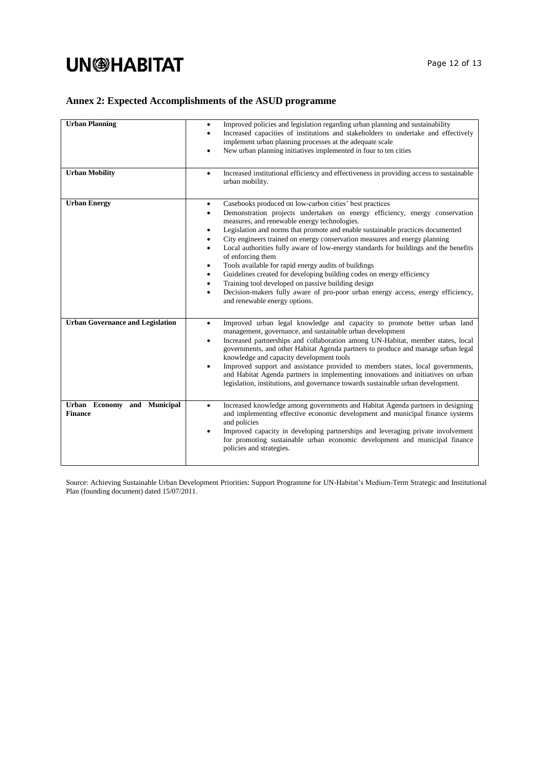## Annex 2: Expected Accomplishments of the ASUD programme

| | |
|---|---|
| **Urban Planning** | • Improved policies and legislation regarding urban planning and sustainability<br>• Increased capacities of institutions and stakeholders to undertake and effectively implement urban planning processes at the adequate scale<br>• New urban planning initiatives implemented in four to ten cities |
| **Urban Mobility** | • Increased institutional efficiency and effectiveness in providing access to sustainable urban mobility. |
| **Urban Energy** | • Casebooks produced on low-carbon cities' best practices<br>• Demonstration projects undertaken on energy efficiency, energy conservation measures, and renewable energy technologies.<br>• Legislation and norms that promote and enable sustainable practices documented<br>• City engineers trained on energy conservation measures and energy planning<br>• Local authorities fully aware of low-energy standards for buildings and the benefits of enforcing them<br>• Tools available for rapid energy audits of buildings<br>• Guidelines created for developing building codes on energy efficiency<br>• Training tool developed on passive building design<br>• Decision-makers fully aware of pro-poor urban energy access, energy efficiency, and renewable energy options. |
| **Urban Governance and Legislation** | • Improved urban legal knowledge and capacity to promote better urban land management, governance, and sustainable urban development<br>• Increased partnerships and collaboration among UN-Habitat, member states, local governments, and other Habitat Agenda partners to produce and manage urban legal knowledge and capacity development tools<br>• Improved support and assistance provided to members states, local governments, and Habitat Agenda partners in implementing innovations and initiatives on urban legislation, institutions, and governance towards sustainable urban development. |
| **Urban Economy and Municipal Finance** | • Increased knowledge among governments and Habitat Agenda partners in designing and implementing effective economic development and municipal finance systems and policies<br>• Improved capacity in developing partnerships and leveraging private involvement for promoting sustainable urban economic development and municipal finance policies and strategies. |

Source: Achieving Sustainable Urban Development Priorities: Support Programme for UN-Habitat's Medium-Term Strategic and Institutional Plan (founding document) dated 15/07/2011.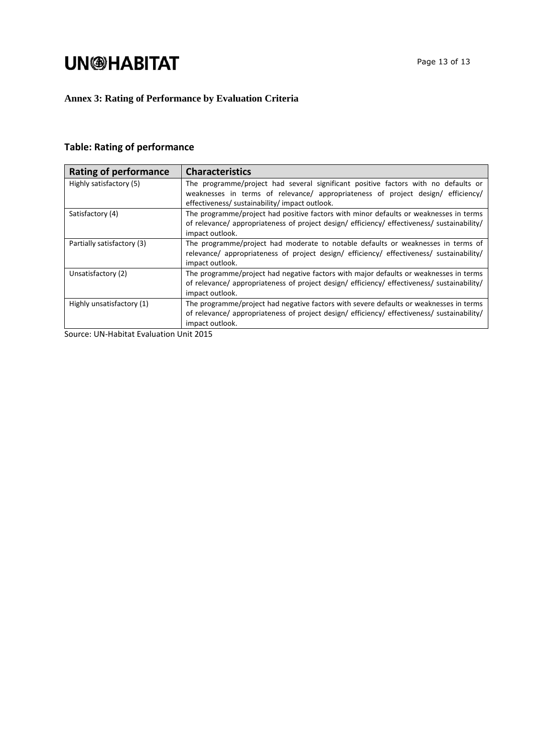## Annex 3: Rating of Performance by Evaluation Criteria

### Table: Rating of performance

| Rating of performance | Characteristics |
|---|---|
| Highly satisfactory (5) | The programme/project had several significant positive factors with no defaults or weaknesses in terms of relevance/ appropriateness of project design/ efficiency/ effectiveness/ sustainability/ impact outlook. |
| Satisfactory (4) | The programme/project had positive factors with minor defaults or weaknesses in terms of relevance/ appropriateness of project design/ efficiency/ effectiveness/ sustainability/ impact outlook. |
| Partially satisfactory (3) | The programme/project had moderate to notable defaults or weaknesses in terms of relevance/ appropriateness of project design/ efficiency/ effectiveness/ sustainability/ impact outlook. |
| Unsatisfactory (2) | The programme/project had negative factors with major defaults or weaknesses in terms of relevance/ appropriateness of project design/ efficiency/ effectiveness/ sustainability/ impact outlook. |
| Highly unsatisfactory (1) | The programme/project had negative factors with severe defaults or weaknesses in terms of relevance/ appropriateness of project design/ efficiency/ effectiveness/ sustainability/ impact outlook. |

Source: UN-Habitat Evaluation Unit 2015